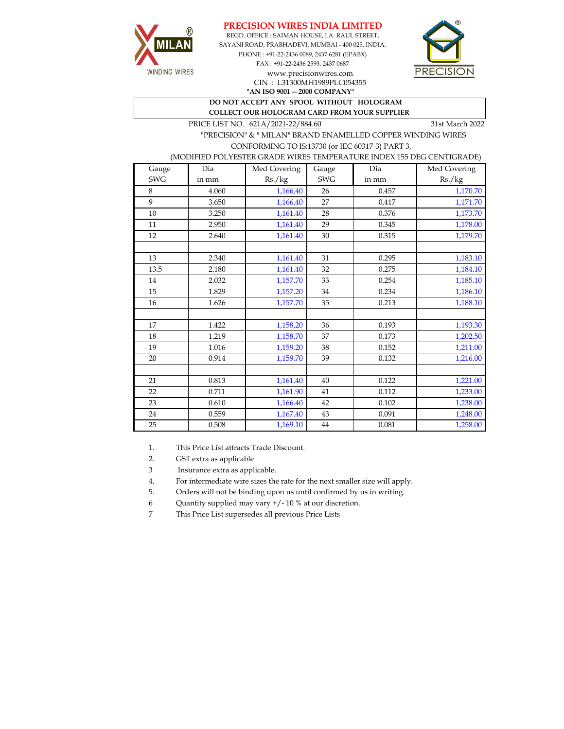# PRECISION WIRES INDIA LIMITED

REGD. OFFICE : SAIMAN HOUSE, J.A. RAUL STREET,
SAYANI ROAD, PRABHADEVI, MUMBAI - 400 025. INDIA.
PHONE : +91-22-2436 0089, 2437 6281 (EPABX)
FAX : +91-22-2436 2593, 2437 0687
www.precisionwires.com
CIN : L31300MH1989PLC054355
**"AN ISO 9001 -- 2000 COMPANY"**

**DO NOT ACCEPT ANY SPOOL WITHOUT HOLOGRAM**
**COLLECT OUR HOLOGRAM CARD FROM YOUR SUPPLIER**

PRICE LIST NO. 621A/2021-22/884.60 — 31st March 2022

"PRECISION" & " MILAN" BRAND ENAMELLED COPPER WINDING WIRES
CONFORMING TO IS:13730 (or IEC 60317-3) PART 3,
(MODIFIED POLYESTER GRADE WIRES TEMPERATURE INDEX 155 DEG CENTIGRADE)

| Gauge SWG | Dia in mm | Med Covering Rs./kg | Gauge SWG | Dia in mm | Med Covering Rs./kg |
|---|---|---|---|---|---|
| 8 | 4.060 | 1,166.40 | 26 | 0.457 | 1,170.70 |
| 9 | 3.650 | 1,166.40 | 27 | 0.417 | 1,171.70 |
| 10 | 3.250 | 1,161.40 | 28 | 0.376 | 1,173.70 |
| 11 | 2.950 | 1,161.40 | 29 | 0.345 | 1,178.00 |
| 12 | 2.640 | 1,161.40 | 30 | 0.315 | 1,179.70 |
| | | | | | |
| 13 | 2.340 | 1,161.40 | 31 | 0.295 | 1,183.10 |
| 13.5 | 2.180 | 1,161.40 | 32 | 0.275 | 1,184.10 |
| 14 | 2.032 | 1,157.70 | 33 | 0.254 | 1,185.10 |
| 15 | 1.829 | 1,157.20 | 34 | 0.234 | 1,186.10 |
| 16 | 1.626 | 1,157.70 | 35 | 0.213 | 1,188.10 |
| | | | | | |
| 17 | 1.422 | 1,158.20 | 36 | 0.193 | 1,193.30 |
| 18 | 1.219 | 1,158.70 | 37 | 0.173 | 1,202.50 |
| 19 | 1.016 | 1,159.20 | 38 | 0.152 | 1,211.00 |
| 20 | 0.914 | 1,159.70 | 39 | 0.132 | 1,216.00 |
| | | | | | |
| 21 | 0.813 | 1,161.40 | 40 | 0.122 | 1,221.00 |
| 22 | 0.711 | 1,161.90 | 41 | 0.112 | 1,233.00 |
| 23 | 0.610 | 1,166.40 | 42 | 0.102 | 1,238.00 |
| 24 | 0.559 | 1,167.40 | 43 | 0.091 | 1,248.00 |
| 25 | 0.508 | 1,169.10 | 44 | 0.081 | 1,258.00 |

1. This Price List attracts Trade Discount.
2. GST extra as applicable
3. Insurance extra as applicable.
4. For intermediate wire sizes the rate for the next smaller size will apply.
5. Orders will not be binding upon us until confirmed by us in writing.
6. Quantity supplied may vary +/- 10 % at our discretion.
7. This Price List supersedes all previous Price Lists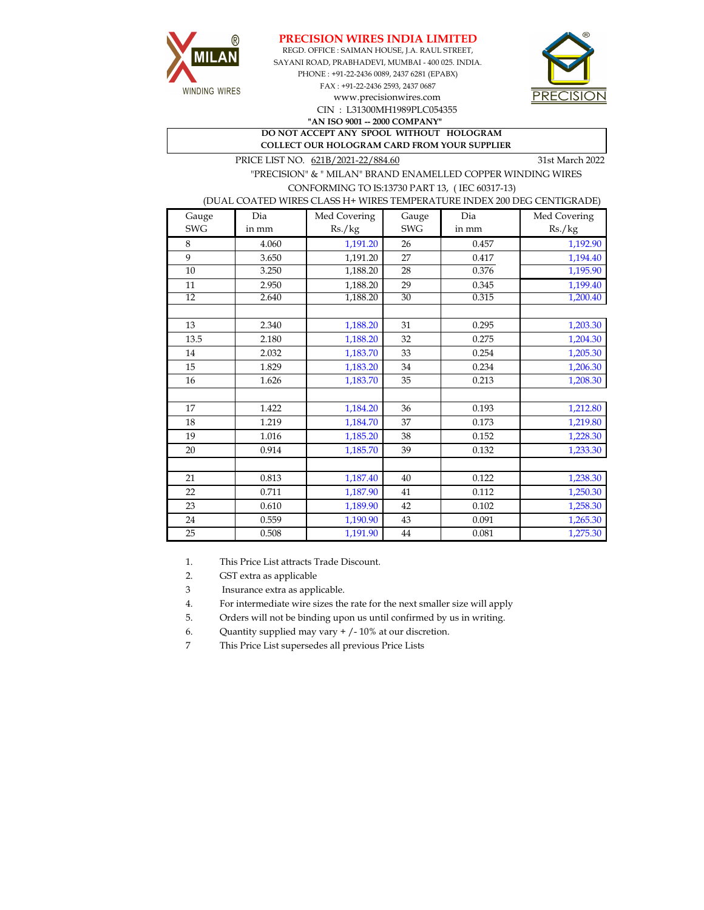**PRECISION WIRES INDIA LIMITED**

REGD. OFFICE : SAIMAN HOUSE, J.A. RAUL STREET,
SAYANI ROAD, PRABHADEVI, MUMBAI - 400 025. INDIA.
PHONE : +91-22-2436 0089, 2437 6281 (EPABX)
FAX : +91-22-2436 2593, 2437 0687
www.precisionwires.com
CIN : L31300MH1989PLC054355

**"AN ISO 9001 -- 2000 COMPANY"**

**DO NOT ACCEPT ANY SPOOL WITHOUT HOLOGRAM**
**COLLECT OUR HOLOGRAM CARD FROM YOUR SUPPLIER**

PRICE LIST NO. 621B/2021-22/884.60 — 31st March 2022

"PRECISION" & " MILAN" BRAND ENAMELLED COPPER WINDING WIRES
CONFORMING TO IS:13730 PART 13, ( IEC 60317-13)
(DUAL COATED WIRES CLASS H+ WIRES TEMPERATURE INDEX 200 DEG CENTIGRADE)

| Gauge SWG | Dia in mm | Med Covering Rs./kg | Gauge SWG | Dia in mm | Med Covering Rs./kg |
|---|---|---|---|---|---|
| 8 | 4.060 | 1,191.20 | 26 | 0.457 | 1,192.90 |
| 9 | 3.650 | 1,191.20 | 27 | 0.417 | 1,194.40 |
| 10 | 3.250 | 1,188.20 | 28 | 0.376 | 1,195.90 |
| 11 | 2.950 | 1,188.20 | 29 | 0.345 | 1,199.40 |
| 12 | 2.640 | 1,188.20 | 30 | 0.315 | 1,200.40 |
| | | | | | |
| 13 | 2.340 | 1,188.20 | 31 | 0.295 | 1,203.30 |
| 13.5 | 2.180 | 1,188.20 | 32 | 0.275 | 1,204.30 |
| 14 | 2.032 | 1,183.70 | 33 | 0.254 | 1,205.30 |
| 15 | 1.829 | 1,183.20 | 34 | 0.234 | 1,206.30 |
| 16 | 1.626 | 1,183.70 | 35 | 0.213 | 1,208.30 |
| | | | | | |
| 17 | 1.422 | 1,184.20 | 36 | 0.193 | 1,212.80 |
| 18 | 1.219 | 1,184.70 | 37 | 0.173 | 1,219.80 |
| 19 | 1.016 | 1,185.20 | 38 | 0.152 | 1,228.30 |
| 20 | 0.914 | 1,185.70 | 39 | 0.132 | 1,233.30 |
| | | | | | |
| 21 | 0.813 | 1,187.40 | 40 | 0.122 | 1,238.30 |
| 22 | 0.711 | 1,187.90 | 41 | 0.112 | 1,250.30 |
| 23 | 0.610 | 1,189.90 | 42 | 0.102 | 1,258.30 |
| 24 | 0.559 | 1,190.90 | 43 | 0.091 | 1,265.30 |
| 25 | 0.508 | 1,191.90 | 44 | 0.081 | 1,275.30 |

1. This Price List attracts Trade Discount.
2. GST extra as applicable
3. Insurance extra as applicable.
4. For intermediate wire sizes the rate for the next smaller size will apply
5. Orders will not be binding upon us until confirmed by us in writing.
6. Quantity supplied may vary + /- 10% at our discretion.
7. This Price List supersedes all previous Price Lists